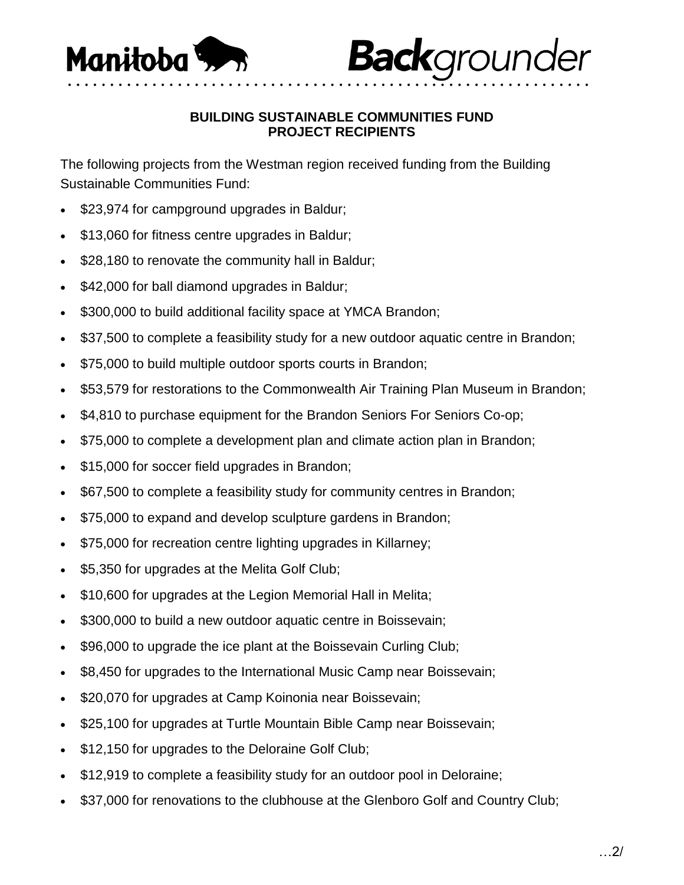**Manitoba** **Backgrounder**

# BUILDING SUSTAINABLE COMMUNITIES FUND PROJECT RECIPIENTS

The following projects from the Westman region received funding from the Building Sustainable Communities Fund:

- $23,974 for campground upgrades in Baldur;
- $13,060 for fitness centre upgrades in Baldur;
- $28,180 to renovate the community hall in Baldur;
- $42,000 for ball diamond upgrades in Baldur;
- $300,000 to build additional facility space at YMCA Brandon;
- $37,500 to complete a feasibility study for a new outdoor aquatic centre in Brandon;
- $75,000 to build multiple outdoor sports courts in Brandon;
- $53,579 for restorations to the Commonwealth Air Training Plan Museum in Brandon;
- $4,810 to purchase equipment for the Brandon Seniors For Seniors Co-op;
- $75,000 to complete a development plan and climate action plan in Brandon;
- $15,000 for soccer field upgrades in Brandon;
- $67,500 to complete a feasibility study for community centres in Brandon;
- $75,000 to expand and develop sculpture gardens in Brandon;
- $75,000 for recreation centre lighting upgrades in Killarney;
- $5,350 for upgrades at the Melita Golf Club;
- $10,600 for upgrades at the Legion Memorial Hall in Melita;
- $300,000 to build a new outdoor aquatic centre in Boissevain;
- $96,000 to upgrade the ice plant at the Boissevain Curling Club;
- $8,450 for upgrades to the International Music Camp near Boissevain;
- $20,070 for upgrades at Camp Koinonia near Boissevain;
- $25,100 for upgrades at Turtle Mountain Bible Camp near Boissevain;
- $12,150 for upgrades to the Deloraine Golf Club;
- $12,919 to complete a feasibility study for an outdoor pool in Deloraine;
- $37,000 for renovations to the clubhouse at the Glenboro Golf and Country Club;

…2/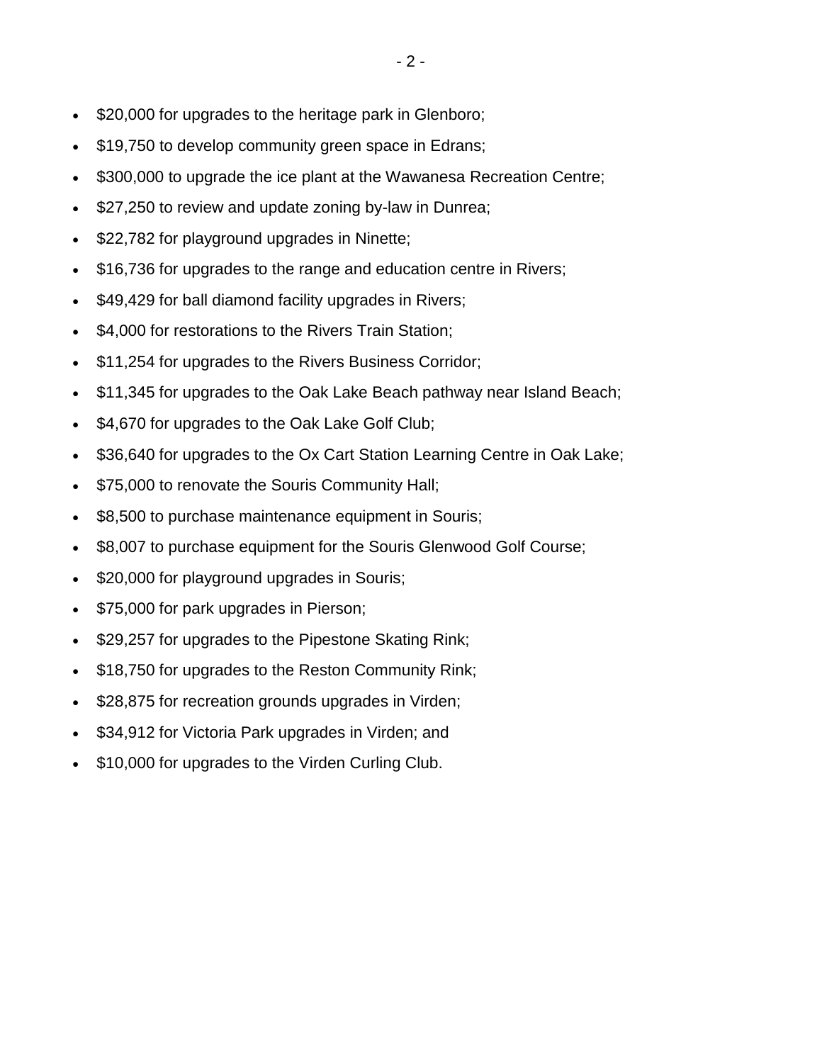- \$20,000 for upgrades to the heritage park in Glenboro;
- \$19,750 to develop community green space in Edrans;
- \$300,000 to upgrade the ice plant at the Wawanesa Recreation Centre;
- \$27,250 to review and update zoning by-law in Dunrea;
- \$22,782 for playground upgrades in Ninette;
- \$16,736 for upgrades to the range and education centre in Rivers;
- \$49,429 for ball diamond facility upgrades in Rivers;
- \$4,000 for restorations to the Rivers Train Station;
- \$11,254 for upgrades to the Rivers Business Corridor;
- \$11,345 for upgrades to the Oak Lake Beach pathway near Island Beach;
- \$4,670 for upgrades to the Oak Lake Golf Club;
- \$36,640 for upgrades to the Ox Cart Station Learning Centre in Oak Lake;
- \$75,000 to renovate the Souris Community Hall;
- \$8,500 to purchase maintenance equipment in Souris;
- \$8,007 to purchase equipment for the Souris Glenwood Golf Course;
- \$20,000 for playground upgrades in Souris;
- \$75,000 for park upgrades in Pierson;
- \$29,257 for upgrades to the Pipestone Skating Rink;
- \$18,750 for upgrades to the Reston Community Rink;
- \$28,875 for recreation grounds upgrades in Virden;
- \$34,912 for Victoria Park upgrades in Virden; and
- \$10,000 for upgrades to the Virden Curling Club.